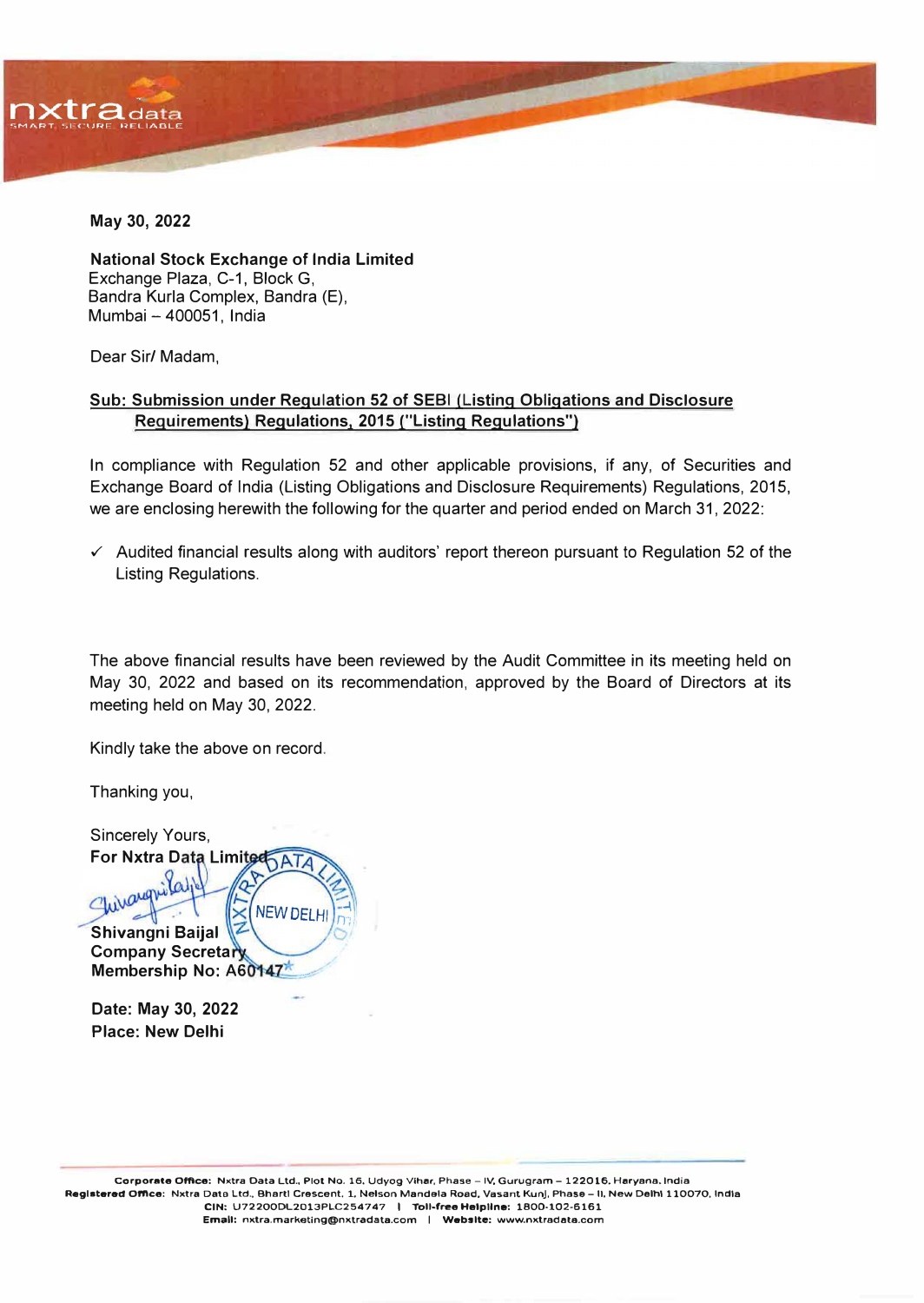May 30, 2022

**National Stock Exchange of India Limited**
Exchange Plaza, C-1, Block G,
Bandra Kurla Complex, Bandra (E),
Mumbai – 400051, India

Dear Sir/ Madam,

**Sub: Submission under Regulation 52 of SEBI (Listing Obligations and Disclosure Requirements) Regulations, 2015 ("Listing Regulations")**

In compliance with Regulation 52 and other applicable provisions, if any, of Securities and Exchange Board of India (Listing Obligations and Disclosure Requirements) Regulations, 2015, we are enclosing herewith the following for the quarter and period ended on March 31, 2022:

- ✓ Audited financial results along with auditors' report thereon pursuant to Regulation 52 of the Listing Regulations.

The above financial results have been reviewed by the Audit Committee in its meeting held on May 30, 2022 and based on its recommendation, approved by the Board of Directors at its meeting held on May 30, 2022.

Kindly take the above on record.

Thanking you,

Sincerely Yours,
**For Nxtra Data Limited**

**Shivangni Baijal**
**Company Secretary**
**Membership No: A60147**

**Date: May 30, 2022**
**Place: New Delhi**

**Corporate Office:** Nxtra Data Ltd., Plot No. 16, Udyog Vihar, Phase – IV, Gurugram – 122016, Haryana, India
**Registered Office:** Nxtra Data Ltd., Bharti Crescent, 1, Nelson Mandela Road, Vasant Kunj, Phase – II, New Delhi 110070, India
**CIN:** U72200DL2013PLC254747 | **Toll-free Helpline:** 1800-102-6161
**Email:** nxtra.marketing@nxtradata.com | **Website:** www.nxtradata.com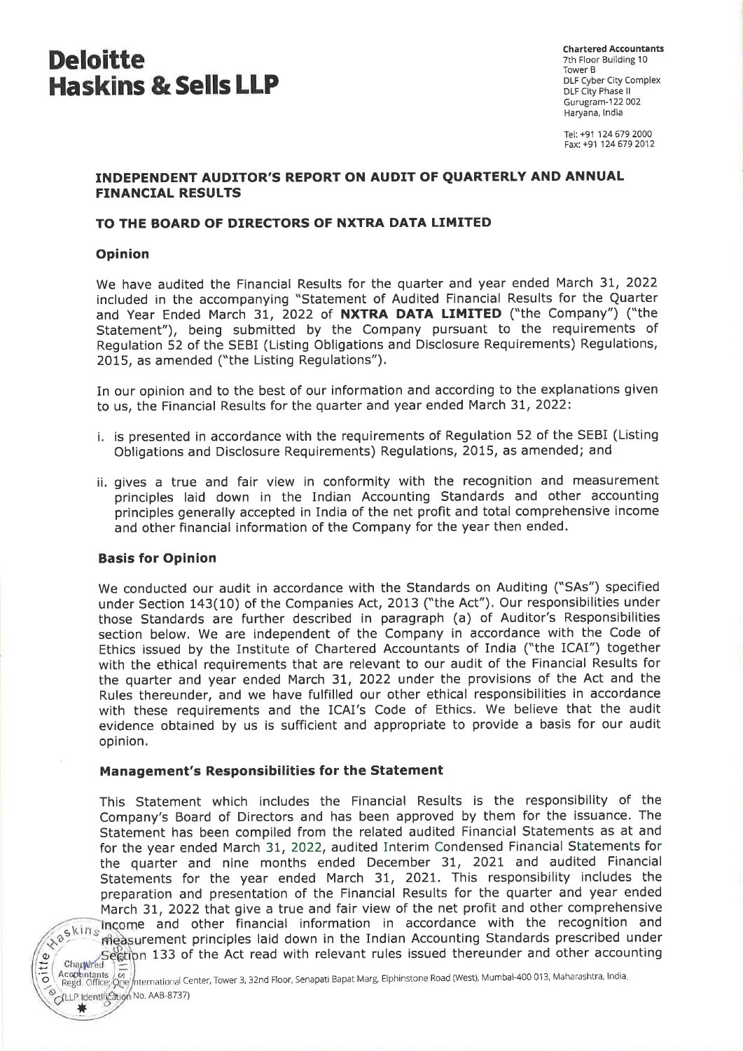# Deloitte Haskins & Sells LLP

Chartered Accountants
7th Floor Building 10
Tower B
DLF Cyber City Complex
DLF City Phase II
Gurugram-122 002
Haryana, India

Tel: +91 124 679 2000
Fax: +91 124 679 2012

## INDEPENDENT AUDITOR'S REPORT ON AUDIT OF QUARTERLY AND ANNUAL FINANCIAL RESULTS

## TO THE BOARD OF DIRECTORS OF NXTRA DATA LIMITED

### Opinion

We have audited the Financial Results for the quarter and year ended March 31, 2022 included in the accompanying "Statement of Audited Financial Results for the Quarter and Year Ended March 31, 2022 of **NXTRA DATA LIMITED** ("the Company") ("the Statement"), being submitted by the Company pursuant to the requirements of Regulation 52 of the SEBI (Listing Obligations and Disclosure Requirements) Regulations, 2015, as amended ("the Listing Regulations").

In our opinion and to the best of our information and according to the explanations given to us, the Financial Results for the quarter and year ended March 31, 2022:

i. is presented in accordance with the requirements of Regulation 52 of the SEBI (Listing Obligations and Disclosure Requirements) Regulations, 2015, as amended; and

ii. gives a true and fair view in conformity with the recognition and measurement principles laid down in the Indian Accounting Standards and other accounting principles generally accepted in India of the net profit and total comprehensive income and other financial information of the Company for the year then ended.

### Basis for Opinion

We conducted our audit in accordance with the Standards on Auditing ("SAs") specified under Section 143(10) of the Companies Act, 2013 ("the Act"). Our responsibilities under those Standards are further described in paragraph (a) of Auditor's Responsibilities section below. We are independent of the Company in accordance with the Code of Ethics issued by the Institute of Chartered Accountants of India ("the ICAI") together with the ethical requirements that are relevant to our audit of the Financial Results for the quarter and year ended March 31, 2022 under the provisions of the Act and the Rules thereunder, and we have fulfilled our other ethical responsibilities in accordance with these requirements and the ICAI's Code of Ethics. We believe that the audit evidence obtained by us is sufficient and appropriate to provide a basis for our audit opinion.

### Management's Responsibilities for the Statement

This Statement which includes the Financial Results is the responsibility of the Company's Board of Directors and has been approved by them for the issuance. The Statement has been compiled from the related audited Financial Statements as at and for the year ended March 31, 2022, audited Interim Condensed Financial Statements for the quarter and nine months ended December 31, 2021 and audited Financial Statements for the year ended March 31, 2021. This responsibility includes the preparation and presentation of the Financial Results for the quarter and year ended March 31, 2022 that give a true and fair view of the net profit and other comprehensive income and other financial information in accordance with the recognition and measurement principles laid down in the Indian Accounting Standards prescribed under Section 133 of the Act read with relevant rules issued thereunder and other accounting

Regd. Office: One International Center, Tower 3, 32nd Floor, Senapati Bapat Marg, Elphinstone Road (West), Mumbai-400 013, Maharashtra, India.
(LLP Identification No. AAB-8737)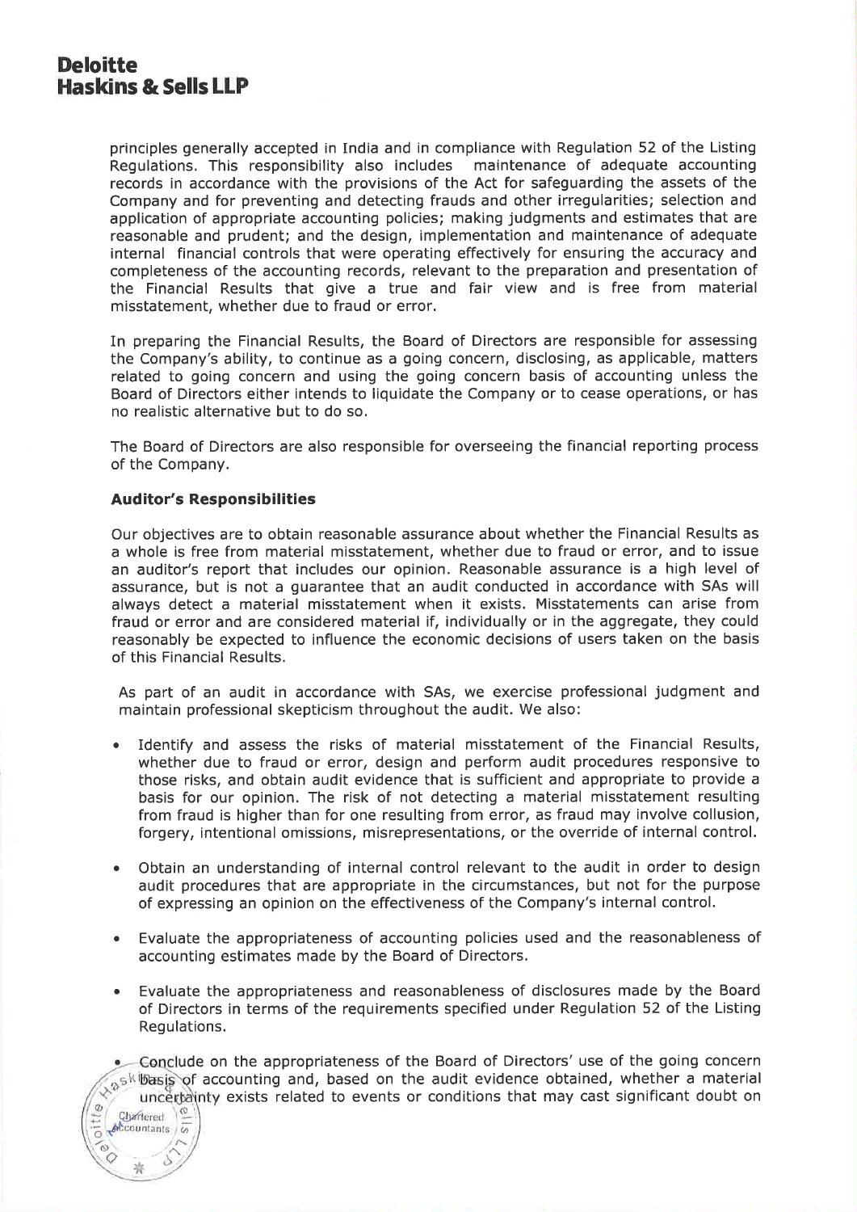principles generally accepted in India and in compliance with Regulation 52 of the Listing Regulations. This responsibility also includes maintenance of adequate accounting records in accordance with the provisions of the Act for safeguarding the assets of the Company and for preventing and detecting frauds and other irregularities; selection and application of appropriate accounting policies; making judgments and estimates that are reasonable and prudent; and the design, implementation and maintenance of adequate internal financial controls that were operating effectively for ensuring the accuracy and completeness of the accounting records, relevant to the preparation and presentation of the Financial Results that give a true and fair view and is free from material misstatement, whether due to fraud or error.

In preparing the Financial Results, the Board of Directors are responsible for assessing the Company's ability, to continue as a going concern, disclosing, as applicable, matters related to going concern and using the going concern basis of accounting unless the Board of Directors either intends to liquidate the Company or to cease operations, or has no realistic alternative but to do so.

The Board of Directors are also responsible for overseeing the financial reporting process of the Company.

**Auditor's Responsibilities**

Our objectives are to obtain reasonable assurance about whether the Financial Results as a whole is free from material misstatement, whether due to fraud or error, and to issue an auditor's report that includes our opinion. Reasonable assurance is a high level of assurance, but is not a guarantee that an audit conducted in accordance with SAs will always detect a material misstatement when it exists. Misstatements can arise from fraud or error and are considered material if, individually or in the aggregate, they could reasonably be expected to influence the economic decisions of users taken on the basis of this Financial Results.

As part of an audit in accordance with SAs, we exercise professional judgment and maintain professional skepticism throughout the audit. We also:

- Identify and assess the risks of material misstatement of the Financial Results, whether due to fraud or error, design and perform audit procedures responsive to those risks, and obtain audit evidence that is sufficient and appropriate to provide a basis for our opinion. The risk of not detecting a material misstatement resulting from fraud is higher than for one resulting from error, as fraud may involve collusion, forgery, intentional omissions, misrepresentations, or the override of internal control.

- Obtain an understanding of internal control relevant to the audit in order to design audit procedures that are appropriate in the circumstances, but not for the purpose of expressing an opinion on the effectiveness of the Company's internal control.

- Evaluate the appropriateness of accounting policies used and the reasonableness of accounting estimates made by the Board of Directors.

- Evaluate the appropriateness and reasonableness of disclosures made by the Board of Directors in terms of the requirements specified under Regulation 52 of the Listing Regulations.

- Conclude on the appropriateness of the Board of Directors' use of the going concern basis of accounting and, based on the audit evidence obtained, whether a material uncertainty exists related to events or conditions that may cast significant doubt on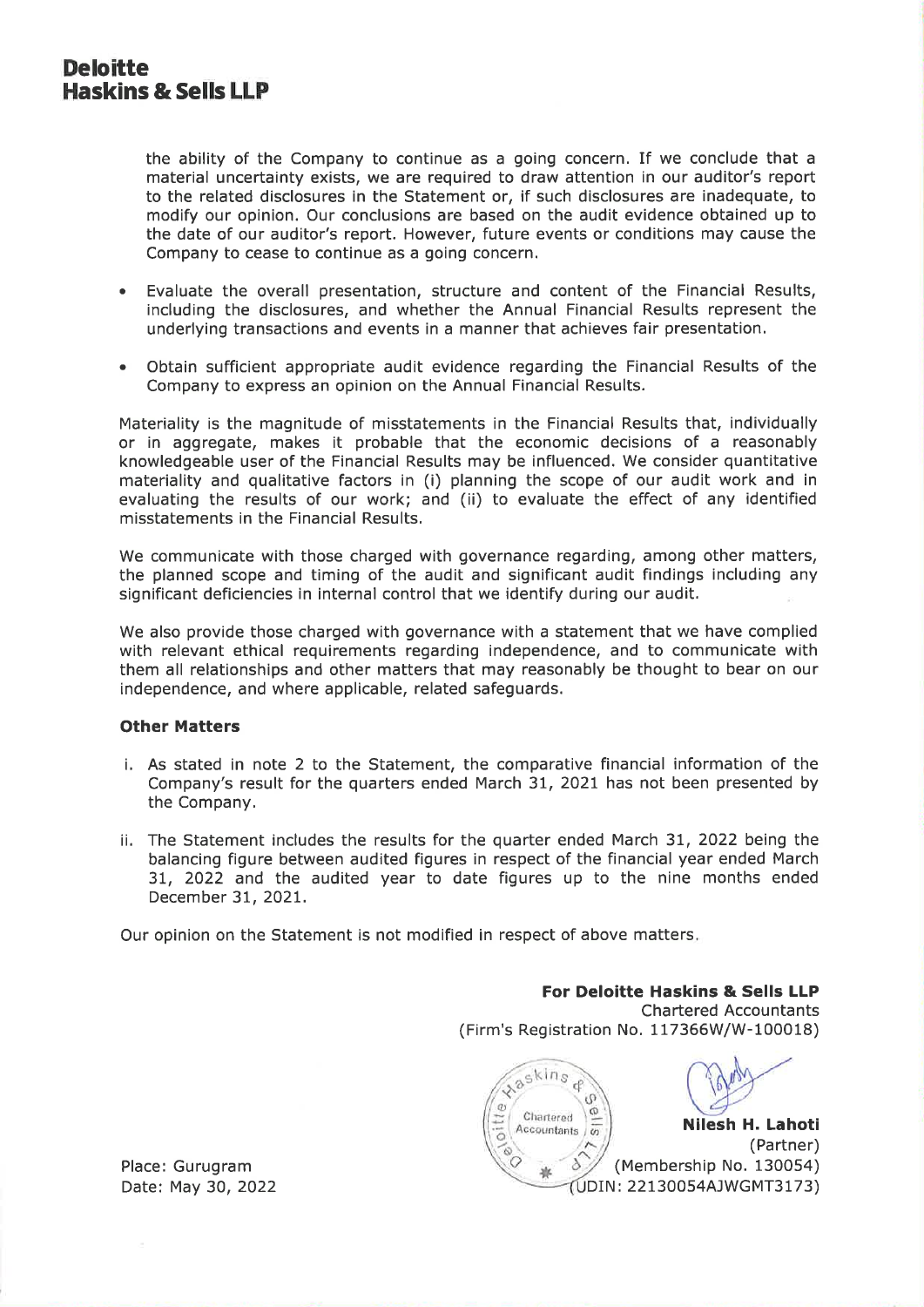the ability of the Company to continue as a going concern. If we conclude that a material uncertainty exists, we are required to draw attention in our auditor's report to the related disclosures in the Statement or, if such disclosures are inadequate, to modify our opinion. Our conclusions are based on the audit evidence obtained up to the date of our auditor's report. However, future events or conditions may cause the Company to cease to continue as a going concern.

- Evaluate the overall presentation, structure and content of the Financial Results, including the disclosures, and whether the Annual Financial Results represent the underlying transactions and events in a manner that achieves fair presentation.

- Obtain sufficient appropriate audit evidence regarding the Financial Results of the Company to express an opinion on the Annual Financial Results.

Materiality is the magnitude of misstatements in the Financial Results that, individually or in aggregate, makes it probable that the economic decisions of a reasonably knowledgeable user of the Financial Results may be influenced. We consider quantitative materiality and qualitative factors in (i) planning the scope of our audit work and in evaluating the results of our work; and (ii) to evaluate the effect of any identified misstatements in the Financial Results.

We communicate with those charged with governance regarding, among other matters, the planned scope and timing of the audit and significant audit findings including any significant deficiencies in internal control that we identify during our audit.

We also provide those charged with governance with a statement that we have complied with relevant ethical requirements regarding independence, and to communicate with them all relationships and other matters that may reasonably be thought to bear on our independence, and where applicable, related safeguards.

**Other Matters**

i. As stated in note 2 to the Statement, the comparative financial information of the Company's result for the quarters ended March 31, 2021 has not been presented by the Company.

ii. The Statement includes the results for the quarter ended March 31, 2022 being the balancing figure between audited figures in respect of the financial year ended March 31, 2022 and the audited year to date figures up to the nine months ended December 31, 2021.

Our opinion on the Statement is not modified in respect of above matters.

**For Deloitte Haskins & Sells LLP**
Chartered Accountants
(Firm's Registration No. 117366W/W-100018)

**Nilesh H. Lahoti**
(Partner)
(Membership No. 130054)
(UDIN: 22130054AJWGMT3173)

Place: Gurugram
Date: May 30, 2022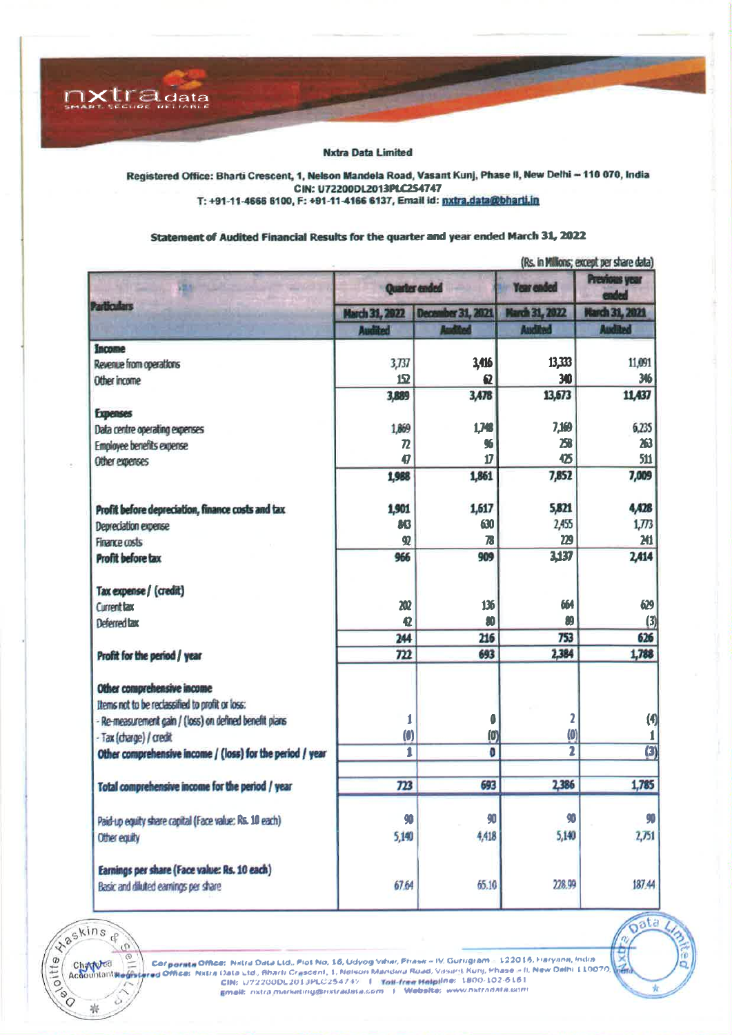**Nxtra Data Limited**

Registered Office: Bharti Crescent, 1, Nelson Mandela Road, Vasant Kunj, Phase II, New Delhi – 110 070, India
CIN: U72200DL2013PLC254747
T: +91-11-4666 6100, F: +91-11-4166 6137, Email id: nxtra.data@bharti.in

## Statement of Audited Financial Results for the quarter and year ended March 31, 2022

(Rs. in Millions; except per share data)

| Particulars | Quarter ended | | Year ended | Previous year ended |
|---|---|---|---|---|
| | March 31, 2022 | December 31, 2021 | March 31, 2022 | March 31, 2021 |
| | Audited | Audited | Audited | Audited |
| **Income** | | | | |
| Revenue from operations | 3,737 | 3,416 | 13,333 | 11,091 |
| Other income | 152 | 62 | 340 | 346 |
| | **3,889** | **3,478** | **13,673** | **11,437** |
| **Expenses** | | | | |
| Data centre operating expenses | 1,869 | 1,748 | 7,169 | 6,235 |
| Employee benefits expense | 72 | 96 | 258 | 263 |
| Other expenses | 47 | 17 | 425 | 511 |
| | **1,988** | **1,861** | **7,852** | **7,009** |
| **Profit before depreciation, finance costs and tax** | **1,901** | **1,617** | **5,821** | **4,428** |
| Depreciation expense | 843 | 630 | 2,455 | 1,773 |
| Finance costs | 92 | 78 | 229 | 241 |
| **Profit before tax** | **966** | **909** | **3,137** | **2,414** |
| **Tax expense / (credit)** | | | | |
| Current tax | 202 | 136 | 664 | 629 |
| Deferred tax | 42 | 80 | 89 | (3) |
| | **244** | **216** | **753** | **626** |
| **Profit for the period / year** | **722** | **693** | **2,384** | **1,788** |
| **Other comprehensive income** | | | | |
| Items not to be reclassified to profit or loss: | | | | |
| - Re-measurement gain / (loss) on defined benefit plans | 1 | 0 | 2 | (4) |
| - Tax (charge) / credit | (0) | (0) | (0) | 1 |
| **Other comprehensive income / (loss) for the period / year** | **1** | **0** | **2** | **(3)** |
| **Total comprehensive income for the period / year** | **723** | **693** | **2,386** | **1,785** |
| Paid-up equity share capital (Face value: Rs. 10 each) | 90 | 90 | 90 | 90 |
| Other equity | 5,140 | 4,418 | 5,140 | 2,751 |
| **Earnings per share (Face value: Rs. 10 each)** | | | | |
| Basic and diluted earnings per share | 67.64 | 65.10 | 228.99 | 187.44 |

Corporate Office: Nxtra Data Ltd., Plot No. 16, Udyog Vihar, Phase – IV, Gurugram – 122015, Haryana, India
Registered Office: Nxtra Data Ltd., Bharti Crescent, 1, Nelson Mandela Road, Vasant Kunj, Phase – II, New Delhi 110070, India
CIN: U72200DL2013PLC254747 | Toll-free Helpline: 1800-102-6161
Email: nxtra.marketing@nxtradata.com | Website: www.nxtradata.com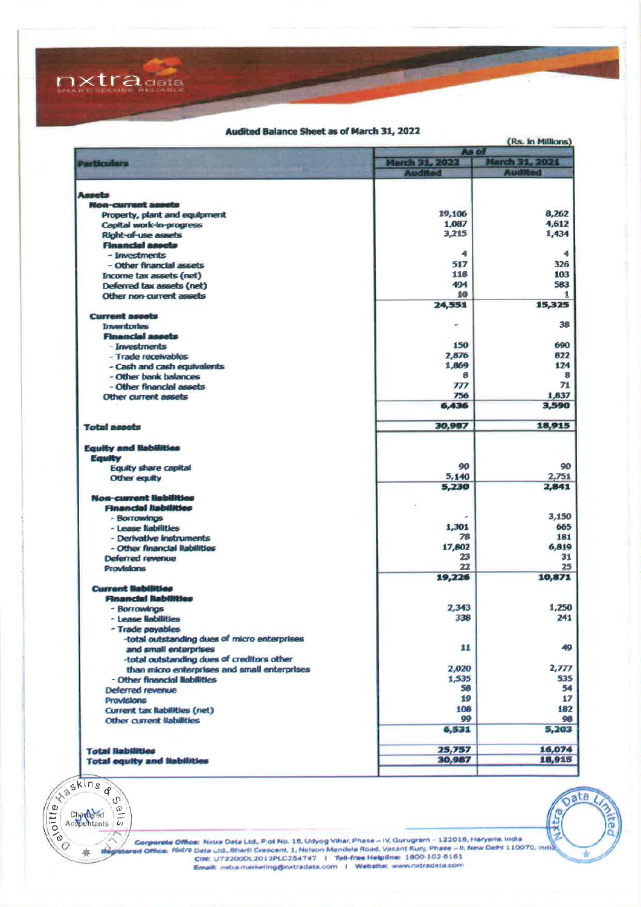nxtra data
SMART SECURE RELIABLE

## Audited Balance Sheet as of March 31, 2022

(Rs. in Millions)

| Particulars | As of March 31, 2022 Audited | As of March 31, 2021 Audited |
|---|---|---|
| **Assets** | | |
| **Non-current assets** | | |
| Property, plant and equipment | 19,106 | 8,262 |
| Capital work-in-progress | 1,087 | 4,612 |
| Right-of-use assets | 3,215 | 1,434 |
| **Financial assets** | | |
| - Investments | 4 | 4 |
| - Other financial assets | 517 | 326 |
| Income tax assets (net) | 118 | 103 |
| Deferred tax assets (net) | 494 | 583 |
| Other non-current assets | 10 | 1 |
| | **24,551** | **15,325** |
| **Current assets** | | |
| Inventories | - | 38 |
| **Financial assets** | | |
| - Investments | 150 | 690 |
| - Trade receivables | 2,876 | 822 |
| - Cash and cash equivalents | 1,869 | 124 |
| - Other bank balances | 8 | 8 |
| - Other financial assets | 777 | 71 |
| Other current assets | 756 | 1,837 |
| | **6,436** | **3,590** |
| **Total assets** | **30,987** | **18,915** |
| **Equity and liabilities** | | |
| **Equity** | | |
| Equity share capital | 90 | 90 |
| Other equity | 5,140 | 2,751 |
| | **5,230** | **2,841** |
| **Non-current liabilities** | | |
| **Financial liabilities** | | |
| - Borrowings | - | 3,150 |
| - Lease liabilities | 1,301 | 665 |
| - Derivative instruments | 78 | 181 |
| - Other financial liabilities | 17,802 | 6,819 |
| Deferred revenue | 23 | 31 |
| Provisions | 22 | 25 |
| | **19,226** | **10,871** |
| **Current liabilities** | | |
| **Financial liabilities** | | |
| - Borrowings | 2,343 | 1,250 |
| - Lease liabilities | 338 | 241 |
| - Trade payables | | |
| -total outstanding dues of micro enterprises and small enterprises | 11 | 49 |
| -total outstanding dues of creditors other than micro enterprises and small enterprises | 2,020 | 2,777 |
| - Other financial liabilities | 1,535 | 535 |
| Deferred revenue | 58 | 54 |
| Provisions | 19 | 17 |
| Current tax liabilities (net) | 108 | 182 |
| Other current liabilities | 99 | 98 |
| | **6,531** | **5,203** |
| **Total liabilities** | **25,757** | **16,074** |
| **Total equity and liabilities** | **30,987** | **18,915** |

Deloitte Haskins & Sells LLP Chartered Accountants

Nxtra Data Limited

**Corporate Office:** Nxtra Data Ltd., Plot No. 16, Udyog Vihar, Phase – IV, Gurugram – 122015, Haryana, India
**Registered Office:** Nxtra Data Ltd., Bharti Crescent, 1, Nelson Mandela Road, Vasant Kunj, Phase – II, New Delhi 110070, India
CIN: U72200DL2013PLC254747 | Toll-free Helpline: 1800-102-6161
Email: nxtra.marketing@nxtradata.com | Website: www.nxtradata.com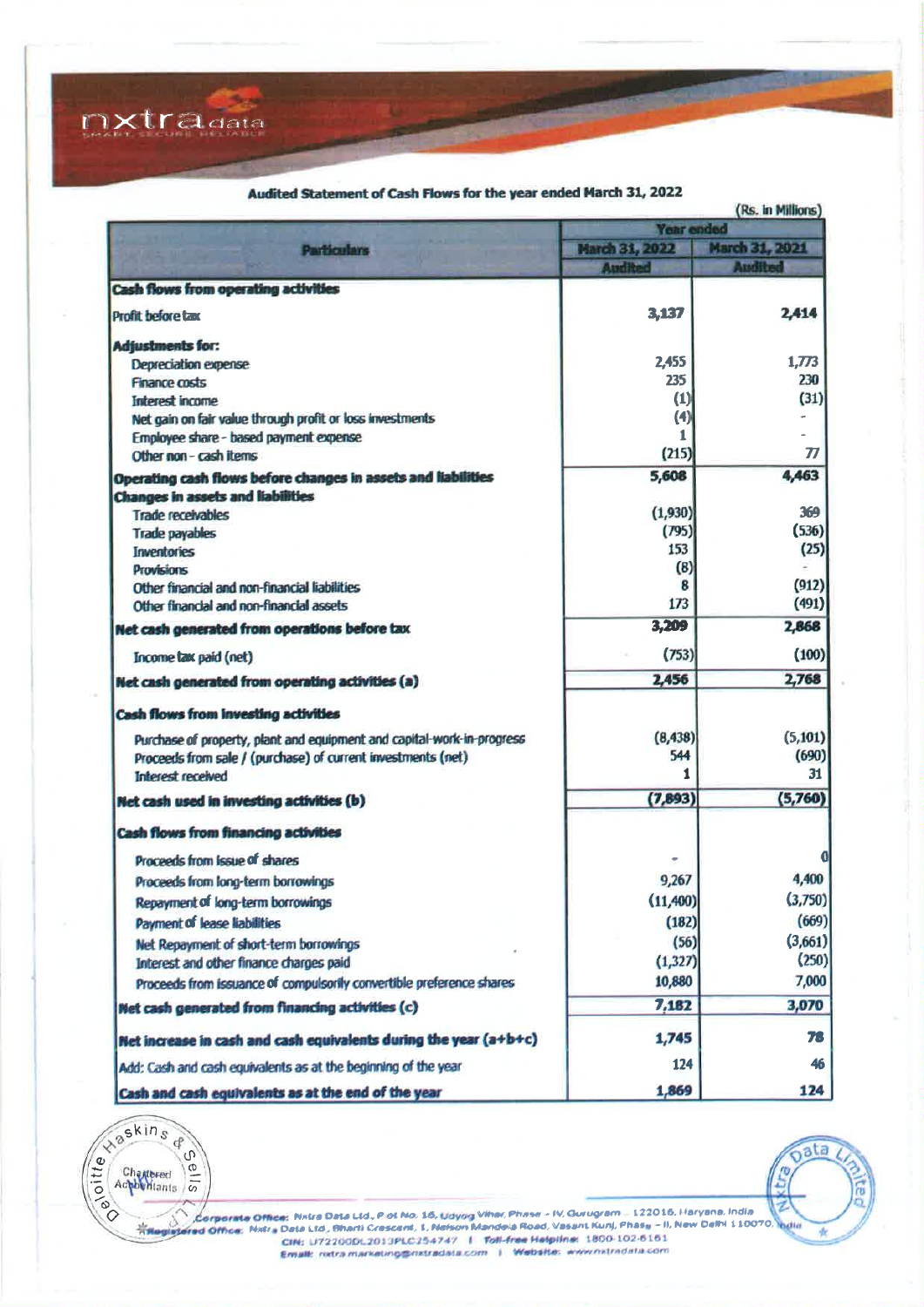## Audited Statement of Cash Flows for the year ended March 31, 2022

(Rs. in Millions)

| Particulars | Year ended | |
|---|---|---|
| | March 31, 2022 | March 31, 2021 |
| | Audited | Audited |
| **Cash flows from operating activities** | | |
| Profit before tax | 3,137 | 2,414 |
| **Adjustments for:** | | |
| Depreciation expense | 2,455 | 1,773 |
| Finance costs | 235 | 230 |
| Interest income | (1) | (31) |
| Net gain on fair value through profit or loss investments | (4) | - |
| Employee share - based payment expense | 1 | - |
| Other non - cash items | (215) | 77 |
| **Operating cash flows before changes in assets and liabilities** | 5,608 | 4,463 |
| **Changes in assets and liabilities** | | |
| Trade receivables | (1,930) | 369 |
| Trade payables | (795) | (536) |
| Inventories | 153 | (25) |
| Provisions | (8) | - |
| Other financial and non-financial liabilities | 8 | (912) |
| Other financial and non-financial assets | 173 | (491) |
| **Net cash generated from operations before tax** | 3,209 | 2,868 |
| Income tax paid (net) | (753) | (100) |
| **Net cash generated from operating activities (a)** | 2,456 | 2,768 |
| **Cash flows from investing activities** | | |
| Purchase of property, plant and equipment and capital-work-in-progress | (8,438) | (5,101) |
| Proceeds from sale / (purchase) of current investments (net) | 544 | (690) |
| Interest received | 1 | 31 |
| **Net cash used in investing activities (b)** | (7,893) | (5,760) |
| **Cash flows from financing activities** | | |
| Proceeds from issue of shares | - | 0 |
| Proceeds from long-term borrowings | 9,267 | 4,400 |
| Repayment of long-term borrowings | (11,400) | (3,750) |
| Payment of lease liabilities | (182) | (669) |
| Net Repayment of short-term borrowings | (56) | (3,661) |
| Interest and other finance charges paid | (1,327) | (250) |
| Proceeds from issuance of compulsorily convertible preference shares | 10,880 | 7,000 |
| **Net cash generated from financing activities (c)** | 7,182 | 3,070 |
| **Net increase in cash and cash equivalents during the year (a+b+c)** | 1,745 | 78 |
| Add: Cash and cash equivalents as at the beginning of the year | 124 | 46 |
| **Cash and cash equivalents as at the end of the year** | 1,869 | 124 |

Corporate Office: Nxtra Data Ltd., Plot No. 16, Udyog Vihar, Phase - IV, Gurugram - 122016, Haryana, India
Registered Office: Nxtra Data Ltd., Bharti Crescent, 1, Nelson Mandela Road, Vasant Kunj, Phase - II, New Delhi 110070, India
CIN: U72200DL2013PLC254747 | Toll-free Helpline: 1800-102-6161
Email: nxtra.marketing@nxtradata.com | Website: www.nxtradata.com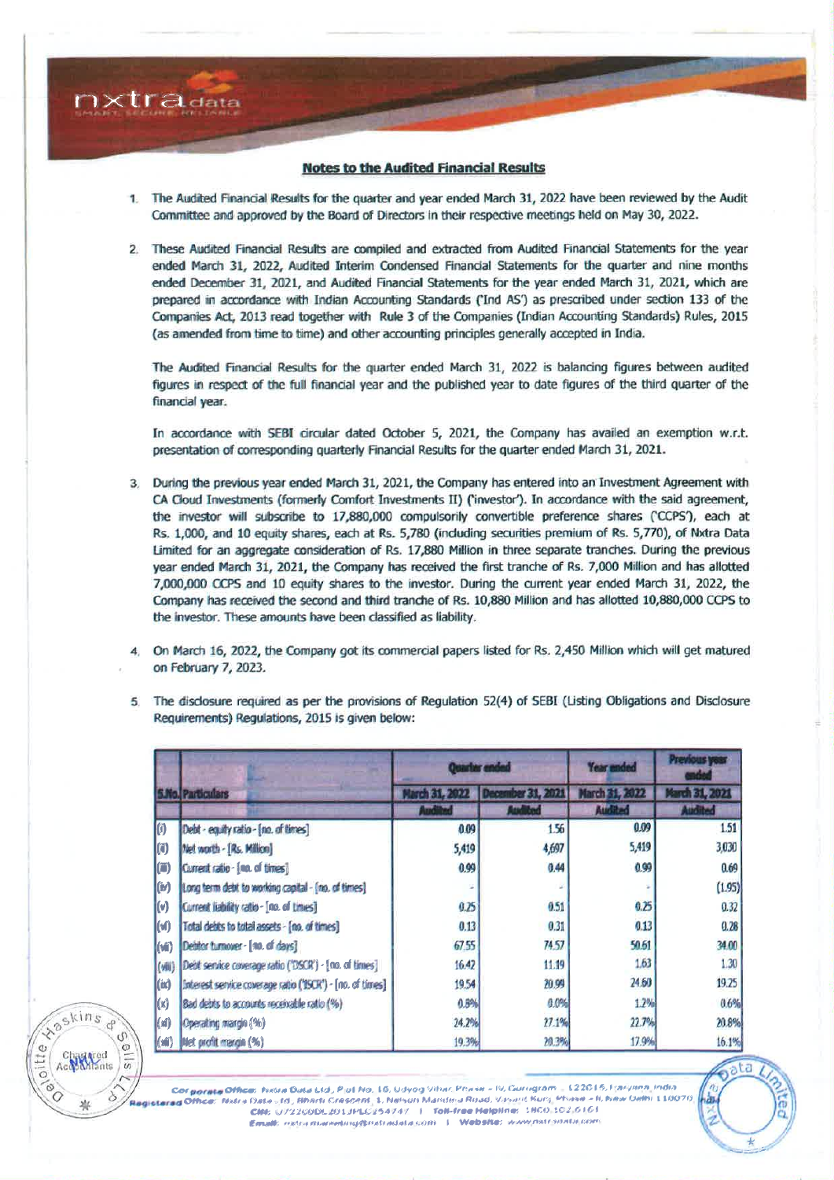## Notes to the Audited Financial Results

1. The Audited Financial Results for the quarter and year ended March 31, 2022 have been reviewed by the Audit Committee and approved by the Board of Directors in their respective meetings held on May 30, 2022.

2. These Audited Financial Results are compiled and extracted from Audited Financial Statements for the year ended March 31, 2022, Audited Interim Condensed Financial Statements for the quarter and nine months ended December 31, 2021, and Audited Financial Statements for the year ended March 31, 2021, which are prepared in accordance with Indian Accounting Standards ('Ind AS') as prescribed under section 133 of the Companies Act, 2013 read together with Rule 3 of the Companies (Indian Accounting Standards) Rules, 2015 (as amended from time to time) and other accounting principles generally accepted in India.

   The Audited Financial Results for the quarter ended March 31, 2022 is balancing figures between audited figures in respect of the full financial year and the published year to date figures of the third quarter of the financial year.

   In accordance with SEBI circular dated October 5, 2021, the Company has availed an exemption w.r.t. presentation of corresponding quarterly Financial Results for the quarter ended March 31, 2021.

3. During the previous year ended March 31, 2021, the Company has entered into an Investment Agreement with CA Cloud Investments (formerly Comfort Investments II) ('investor'). In accordance with the said agreement, the investor will subscribe to 17,880,000 compulsorily convertible preference shares ('CCPS'), each at Rs. 1,000, and 10 equity shares, each at Rs. 5,780 (including securities premium of Rs. 5,770), of Nxtra Data Limited for an aggregate consideration of Rs. 17,880 Million in three separate tranches. During the previous year ended March 31, 2021, the Company has received the first tranche of Rs. 7,000 Million and has allotted 7,000,000 CCPS and 10 equity shares to the investor. During the current year ended March 31, 2022, the Company has received the second and third tranche of Rs. 10,880 Million and has allotted 10,880,000 CCPS to the investor. These amounts have been classified as liability.

4. On March 16, 2022, the Company got its commercial papers listed for Rs. 2,450 Million which will get matured on February 7, 2023.

5. The disclosure required as per the provisions of Regulation 52(4) of SEBI (Listing Obligations and Disclosure Requirements) Regulations, 2015 is given below:

| S.No. | Particulars | Quarter ended | | Year ended | Previous year ended |
|---|---|---|---|---|---|
| | | March 31, 2022 | December 31, 2021 | March 31, 2022 | March 31, 2021 |
| | | Audited | Audited | Audited | Audited |
| (i) | Debt - equity ratio - [no. of times] | 0.09 | 1.56 | 0.09 | 1.51 |
| (ii) | Net worth - [Rs. Million] | 5,419 | 4,697 | 5,419 | 3,030 |
| (iii) | Current ratio - [no. of times] | 0.99 | 0.44 | 0.99 | 0.69 |
| (iv) | Long term debt to working capital - [no. of times] | - | - | - | (1.95) |
| (v) | Current liability ratio - [no. of times] | 0.25 | 0.51 | 0.25 | 0.32 |
| (vi) | Total debts to total assets - [no. of times] | 0.13 | 0.31 | 0.13 | 0.28 |
| (vii) | Debtor turnover - [no. of days] | 67.55 | 74.57 | 50.61 | 34.00 |
| (viii) | Debt service coverage ratio ('DSCR') - [no. of times] | 16.42 | 11.19 | 1.63 | 1.30 |
| (ix) | Interest service coverage ratio ('ISCR') - [no. of times] | 19.54 | 20.99 | 24.60 | 19.25 |
| (x) | Bad debts to accounts receivable ratio (%) | 0.8% | 0.0% | 1.2% | 0.6% |
| (xi) | Operating margin (%) | 24.2% | 27.1% | 22.7% | 20.8% |
| (xii) | Net profit margin (%) | 19.3% | 20.3% | 17.9% | 16.1% |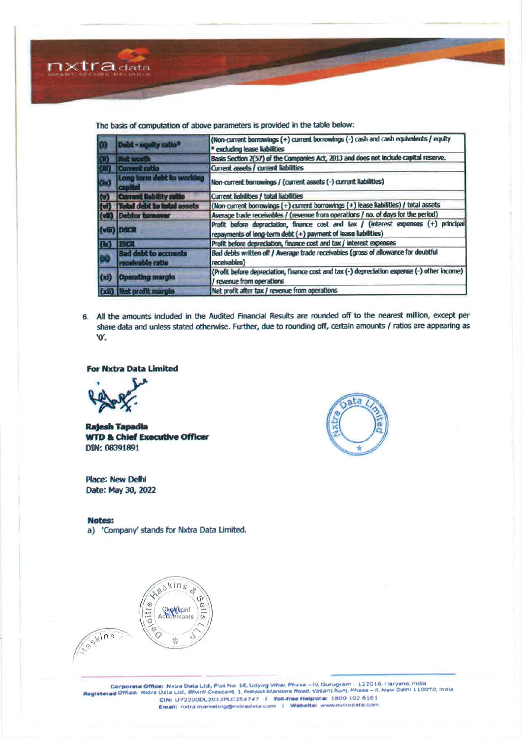The basis of computation of above parameters is provided in the table below:

| | | |
|---|---|---|
| (i) | Debt - equity ratio* | (Non-current borrowings (+) current borrowings (-) cash and cash equivalents / equity * excluding lease liabilities |
| (ii) | Net worth | Basis Section 2(57) of the Companies Act, 2013 and does not include capital reserve. |
| (iii) | Current ratio | Current assets / current liabilities |
| (iv) | Long term debt to working capital | Non-current borrowings / (current assets (-) current liabilities) |
| (v) | Current liability ratio | Current liabilities / total liabilities |
| (vi) | Total debt to total assets | (Non-current borrowings (+) current borrowings (+) lease liabilities) / total assets |
| (vii) | Debtor turnover | Average trade receivables / (revenue from operations / no. of days for the period) |
| (viii) | DSCR | Profit before depreciation, finance cost and tax / (interest expenses (+) principal repayments of long-term debt (+) payment of lease liabilities) |
| (ix) | ISCR | Profit before depreciation, finance cost and tax / interest expenses |
| (x) | Bad debt to accounts receivable ratio | Bad debts written off / Average trade receivables (gross of allowance for doubtful receivables) |
| (xi) | Operating margin | (Profit before depreciation, finance cost and tax (-) depreciation expense (-) other income) / revenue from operations |
| (xii) | Net profit margin | Net profit after tax / revenue from operations |

6. All the amounts included in the Audited Financial Results are rounded off to the nearest million, except per share data and unless stated otherwise. Further, due to rounding off, certain amounts / ratios are appearing as '0'.

**For Nxtra Data Limited**

**Rajesh Tapadia**
**WTD & Chief Executive Officer**
**DIN: 08391891**

Place: New Delhi
Date: May 30, 2022

**Notes:**

a) 'Company' stands for Nxtra Data Limited.

**Corporate Office:** Nxtra Data Ltd., Plot No. 16, Udyog Vihar, Phase - IV, Gurugram - 122016, Haryana, India
**Registered Office:** Nxtra Data Ltd., Bharti Crescent, 1, Nelson Mandela Road, Vasant Kunj, Phase - II, New Delhi 110070, India
CIN: U72200DL2013PLC254747 | **Toll-free Helpline:** 1800-102-6161
**Email:** nxtra.marketing@nxtradata.com | **Website:** www.nxtradata.com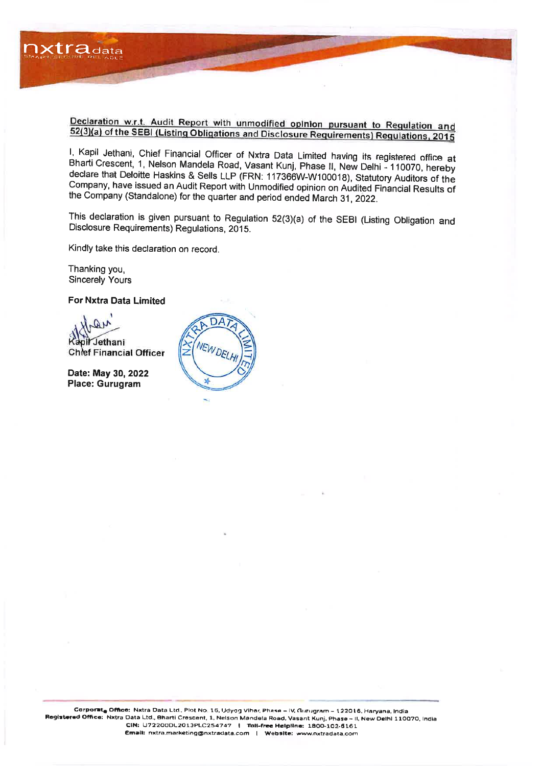**Declaration w.r.t. Audit Report with unmodified opinion pursuant to Regulation and 52(3)(a) of the SEBI (Listing Obligations and Disclosure Requirements) Regulations, 2015**

I, Kapil Jethani, Chief Financial Officer of Nxtra Data Limited having its registered office at Bharti Crescent, 1, Nelson Mandela Road, Vasant Kunj, Phase II, New Delhi - 110070, hereby declare that Deloitte Haskins & Sells LLP (FRN: 117366W-W100018), Statutory Auditors of the Company, have issued an Audit Report with Unmodified opinion on Audited Financial Results of the Company (Standalone) for the quarter and period ended March 31, 2022.

This declaration is given pursuant to Regulation 52(3)(a) of the SEBI (Listing Obligation and Disclosure Requirements) Regulations, 2015.

Kindly take this declaration on record.

Thanking you,
Sincerely Yours

**For Nxtra Data Limited**

Kapil Jethani
**Chief Financial Officer**

**Date: May 30, 2022**
**Place: Gurugram**

**Corporate Office:** Nxtra Data Ltd., Plot No. 16, Udyog Vihar, Phase – IV, Gurugram – 122016, Haryana, India
**Registered Office:** Nxtra Data Ltd., Bharti Crescent, 1, Nelson Mandela Road, Vasant Kunj, Phase – II, New Delhi 110070, India
**CIN:** U72200DL2013PLC254747 | **Toll-free Helpline:** 1800-102-6161
**Email:** nxtra.marketing@nxtradata.com | **Website:** www.nxtradata.com